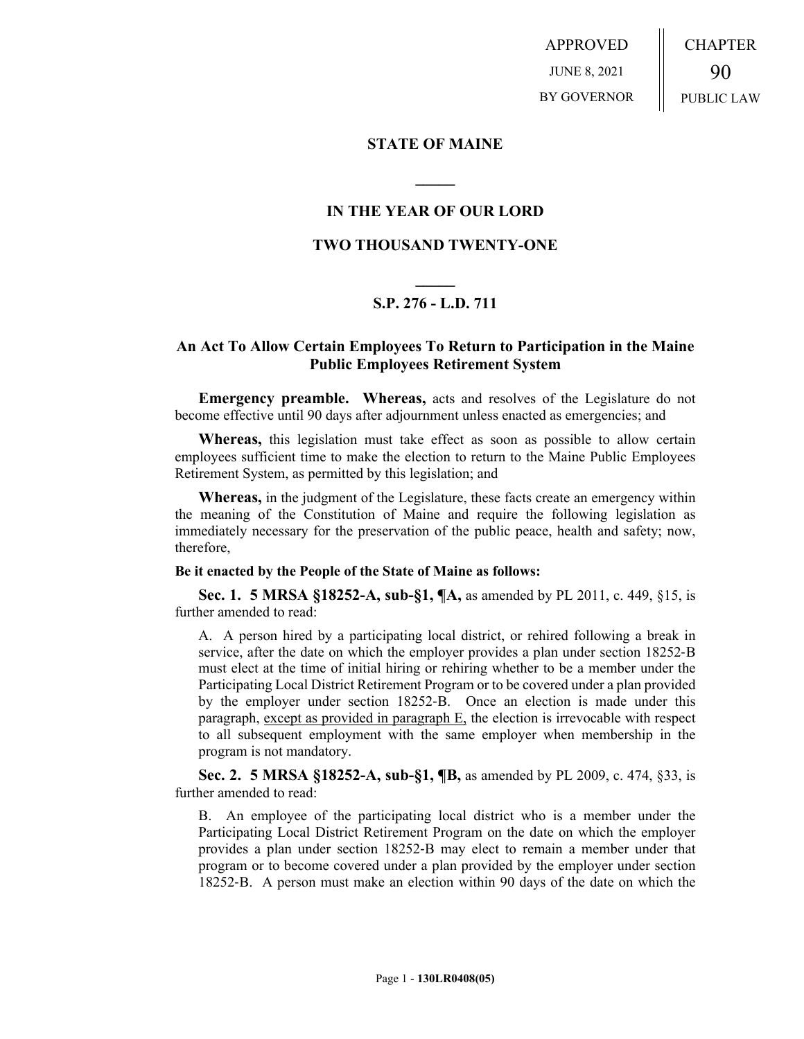APPROVED

JUNE 8, 2021

BY GOVERNOR

CHAPTER

90

PUBLIC LAW

## STATE OF MAINE

## IN THE YEAR OF OUR LORD

## TWO THOUSAND TWENTY-ONE

## S.P. 276 - L.D. 711

### An Act To Allow Certain Employees To Return to Participation in the Maine Public Employees Retirement System

**Emergency preamble. Whereas,** acts and resolves of the Legislature do not become effective until 90 days after adjournment unless enacted as emergencies; and

**Whereas,** this legislation must take effect as soon as possible to allow certain employees sufficient time to make the election to return to the Maine Public Employees Retirement System, as permitted by this legislation; and

**Whereas,** in the judgment of the Legislature, these facts create an emergency within the meaning of the Constitution of Maine and require the following legislation as immediately necessary for the preservation of the public peace, health and safety; now, therefore,

**Be it enacted by the People of the State of Maine as follows:**

**Sec. 1. 5 MRSA §18252-A, sub-§1, ¶A,** as amended by PL 2011, c. 449, §15, is further amended to read:

A. A person hired by a participating local district, or rehired following a break in service, after the date on which the employer provides a plan under section 18252-B must elect at the time of initial hiring or rehiring whether to be a member under the Participating Local District Retirement Program or to be covered under a plan provided by the employer under section 18252-B. Once an election is made under this paragraph, except as provided in paragraph E, the election is irrevocable with respect to all subsequent employment with the same employer when membership in the program is not mandatory.

**Sec. 2. 5 MRSA §18252-A, sub-§1, ¶B,** as amended by PL 2009, c. 474, §33, is further amended to read:

B. An employee of the participating local district who is a member under the Participating Local District Retirement Program on the date on which the employer provides a plan under section 18252-B may elect to remain a member under that program or to become covered under a plan provided by the employer under section 18252-B. A person must make an election within 90 days of the date on which the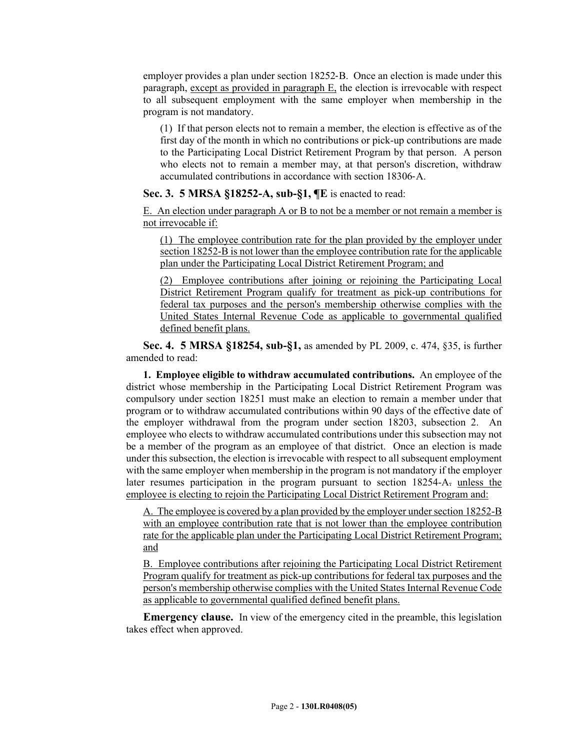employer provides a plan under section 18252-B. Once an election is made under this paragraph, except as provided in paragraph E, the election is irrevocable with respect to all subsequent employment with the same employer when membership in the program is not mandatory.

(1) If that person elects not to remain a member, the election is effective as of the first day of the month in which no contributions or pick-up contributions are made to the Participating Local District Retirement Program by that person. A person who elects not to remain a member may, at that person's discretion, withdraw accumulated contributions in accordance with section 18306-A.

**Sec. 3. 5 MRSA §18252-A, sub-§1, ¶E** is enacted to read:

E. An election under paragraph A or B to not be a member or not remain a member is not irrevocable if:

(1) The employee contribution rate for the plan provided by the employer under section 18252-B is not lower than the employee contribution rate for the applicable plan under the Participating Local District Retirement Program; and

(2) Employee contributions after joining or rejoining the Participating Local District Retirement Program qualify for treatment as pick-up contributions for federal tax purposes and the person's membership otherwise complies with the United States Internal Revenue Code as applicable to governmental qualified defined benefit plans.

**Sec. 4. 5 MRSA §18254, sub-§1,** as amended by PL 2009, c. 474, §35, is further amended to read:

**1. Employee eligible to withdraw accumulated contributions.** An employee of the district whose membership in the Participating Local District Retirement Program was compulsory under section 18251 must make an election to remain a member under that program or to withdraw accumulated contributions within 90 days of the effective date of the employer withdrawal from the program under section 18203, subsection 2. An employee who elects to withdraw accumulated contributions under this subsection may not be a member of the program as an employee of that district. Once an election is made under this subsection, the election is irrevocable with respect to all subsequent employment with the same employer when membership in the program is not mandatory if the employer later resumes participation in the program pursuant to section 18254-A. unless the employee is electing to rejoin the Participating Local District Retirement Program and:

A. The employee is covered by a plan provided by the employer under section 18252-B with an employee contribution rate that is not lower than the employee contribution rate for the applicable plan under the Participating Local District Retirement Program; and

B. Employee contributions after rejoining the Participating Local District Retirement Program qualify for treatment as pick-up contributions for federal tax purposes and the person's membership otherwise complies with the United States Internal Revenue Code as applicable to governmental qualified defined benefit plans.

**Emergency clause.** In view of the emergency cited in the preamble, this legislation takes effect when approved.